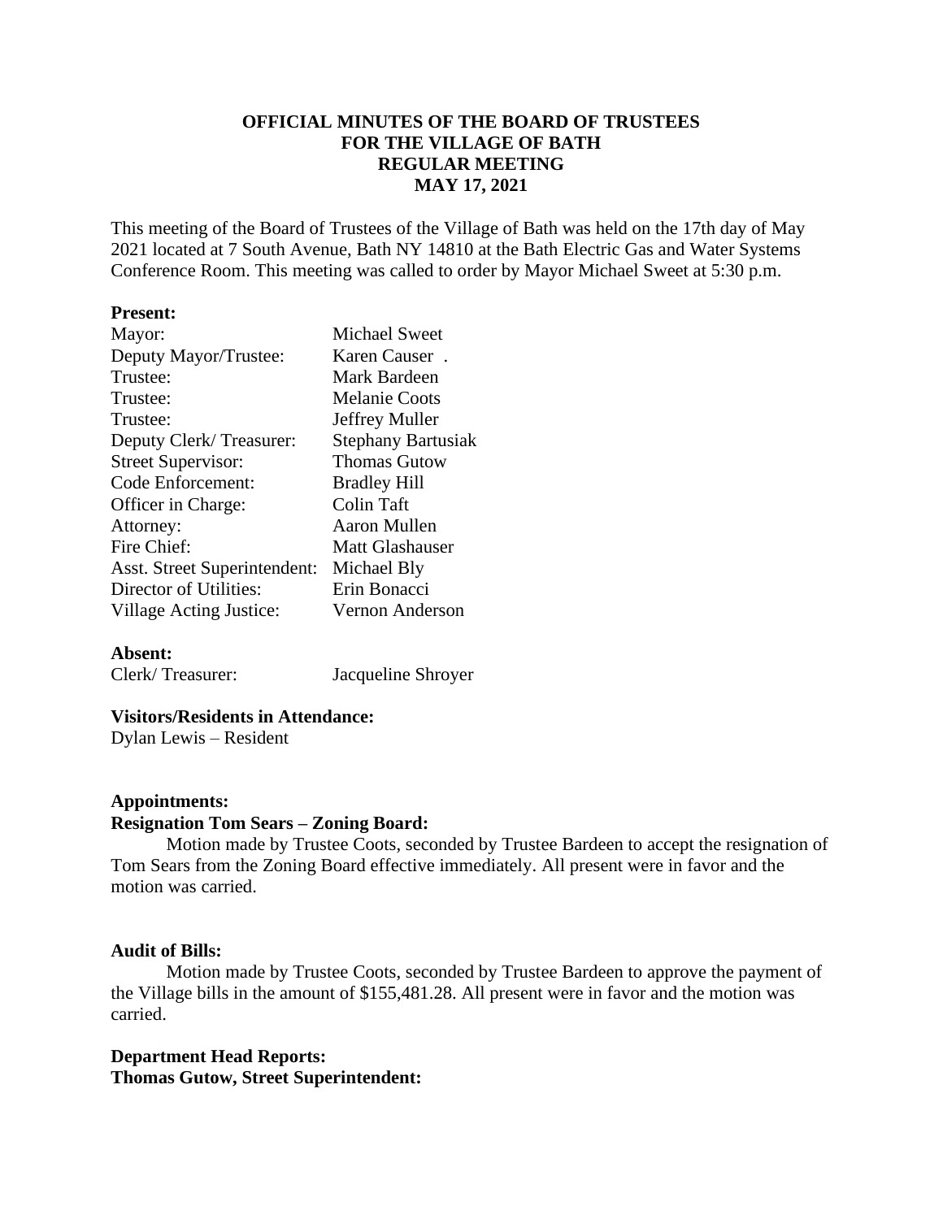# OFFICIAL MINUTES OF THE BOARD OF TRUSTEES FOR THE VILLAGE OF BATH REGULAR MEETING MAY 17, 2021

This meeting of the Board of Trustees of the Village of Bath was held on the 17th day of May 2021 located at 7 South Avenue, Bath NY 14810 at the Bath Electric Gas and Water Systems Conference Room. This meeting was called to order by Mayor Michael Sweet at 5:30 p.m.

**Present:**

| | |
|---|---|
| Mayor: | Michael Sweet |
| Deputy Mayor/Trustee: | Karen Causer . |
| Trustee: | Mark Bardeen |
| Trustee: | Melanie Coots |
| Trustee: | Jeffrey Muller |
| Deputy Clerk/ Treasurer: | Stephany Bartusiak |
| Street Supervisor: | Thomas Gutow |
| Code Enforcement: | Bradley Hill |
| Officer in Charge: | Colin Taft |
| Attorney: | Aaron Mullen |
| Fire Chief: | Matt Glashauser |
| Asst. Street Superintendent: | Michael Bly |
| Director of Utilities: | Erin Bonacci |
| Village Acting Justice: | Vernon Anderson |

**Absent:**

| | |
|---|---|
| Clerk/ Treasurer: | Jacqueline Shroyer |

**Visitors/Residents in Attendance:**

Dylan Lewis – Resident

**Appointments:**

**Resignation Tom Sears – Zoning Board:**

Motion made by Trustee Coots, seconded by Trustee Bardeen to accept the resignation of Tom Sears from the Zoning Board effective immediately. All present were in favor and the motion was carried.

**Audit of Bills:**

Motion made by Trustee Coots, seconded by Trustee Bardeen to approve the payment of the Village bills in the amount of $155,481.28. All present were in favor and the motion was carried.

**Department Head Reports:**

**Thomas Gutow, Street Superintendent:**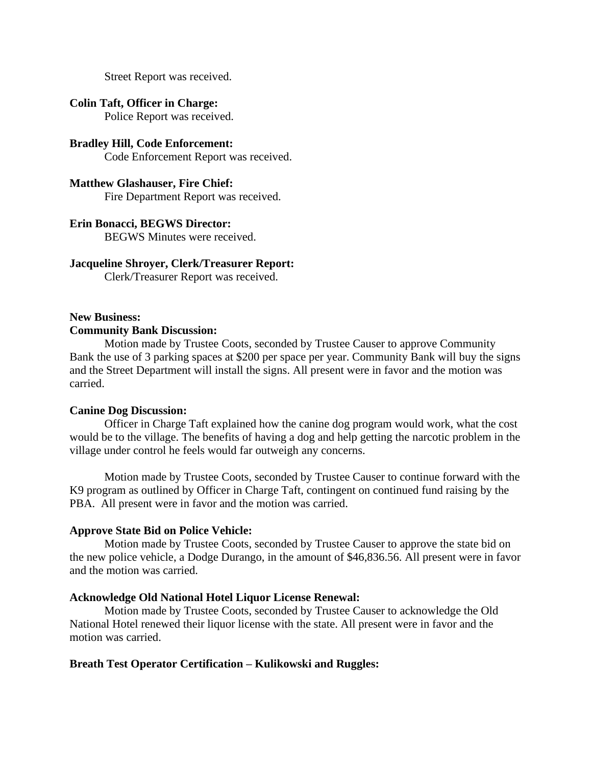Street Report was received.

**Colin Taft, Officer in Charge:**
Police Report was received.

**Bradley Hill, Code Enforcement:**
Code Enforcement Report was received.

**Matthew Glashauser, Fire Chief:**
Fire Department Report was received.

**Erin Bonacci, BEGWS Director:**
BEGWS Minutes were received.

**Jacqueline Shroyer, Clerk/Treasurer Report:**
Clerk/Treasurer Report was received.

**New Business:**

**Community Bank Discussion:**

Motion made by Trustee Coots, seconded by Trustee Causer to approve Community Bank the use of 3 parking spaces at $200 per space per year. Community Bank will buy the signs and the Street Department will install the signs. All present were in favor and the motion was carried.

**Canine Dog Discussion:**

Officer in Charge Taft explained how the canine dog program would work, what the cost would be to the village. The benefits of having a dog and help getting the narcotic problem in the village under control he feels would far outweigh any concerns.

Motion made by Trustee Coots, seconded by Trustee Causer to continue forward with the K9 program as outlined by Officer in Charge Taft, contingent on continued fund raising by the PBA. All present were in favor and the motion was carried.

**Approve State Bid on Police Vehicle:**

Motion made by Trustee Coots, seconded by Trustee Causer to approve the state bid on the new police vehicle, a Dodge Durango, in the amount of $46,836.56. All present were in favor and the motion was carried.

**Acknowledge Old National Hotel Liquor License Renewal:**

Motion made by Trustee Coots, seconded by Trustee Causer to acknowledge the Old National Hotel renewed their liquor license with the state. All present were in favor and the motion was carried.

**Breath Test Operator Certification – Kulikowski and Ruggles:**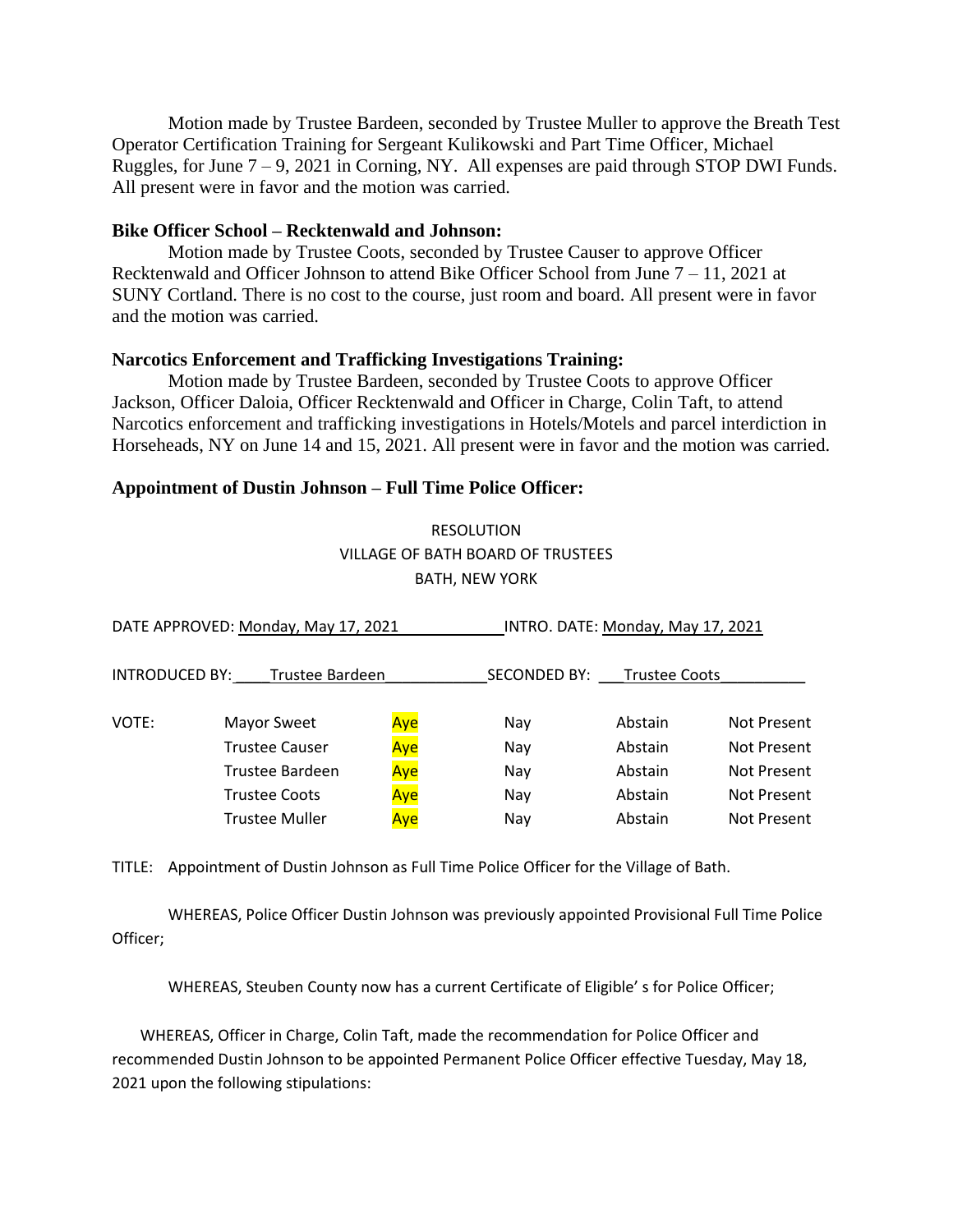Motion made by Trustee Bardeen, seconded by Trustee Muller to approve the Breath Test Operator Certification Training for Sergeant Kulikowski and Part Time Officer, Michael Ruggles, for June 7 – 9, 2021 in Corning, NY. All expenses are paid through STOP DWI Funds. All present were in favor and the motion was carried.

**Bike Officer School – Recktenwald and Johnson:**

Motion made by Trustee Coots, seconded by Trustee Causer to approve Officer Recktenwald and Officer Johnson to attend Bike Officer School from June 7 – 11, 2021 at SUNY Cortland. There is no cost to the course, just room and board. All present were in favor and the motion was carried.

**Narcotics Enforcement and Trafficking Investigations Training:**

Motion made by Trustee Bardeen, seconded by Trustee Coots to approve Officer Jackson, Officer Daloia, Officer Recktenwald and Officer in Charge, Colin Taft, to attend Narcotics enforcement and trafficking investigations in Hotels/Motels and parcel interdiction in Horseheads, NY on June 14 and 15, 2021. All present were in favor and the motion was carried.

**Appointment of Dustin Johnson – Full Time Police Officer:**

RESOLUTION
VILLAGE OF BATH BOARD OF TRUSTEES
BATH, NEW YORK

DATE APPROVED: Monday, May 17, 2021 INTRO. DATE: Monday, May 17, 2021

INTRODUCED BY: Trustee Bardeen SECONDED BY: Trustee Coots

| VOTE: | | | | | |
|---|---|---|---|---|---|
| | Mayor Sweet | Aye | Nay | Abstain | Not Present |
| | Trustee Causer | Aye | Nay | Abstain | Not Present |
| | Trustee Bardeen | Aye | Nay | Abstain | Not Present |
| | Trustee Coots | Aye | Nay | Abstain | Not Present |
| | Trustee Muller | Aye | Nay | Abstain | Not Present |

TITLE: Appointment of Dustin Johnson as Full Time Police Officer for the Village of Bath.

WHEREAS, Police Officer Dustin Johnson was previously appointed Provisional Full Time Police Officer;

WHEREAS, Steuben County now has a current Certificate of Eligible' s for Police Officer;

WHEREAS, Officer in Charge, Colin Taft, made the recommendation for Police Officer and recommended Dustin Johnson to be appointed Permanent Police Officer effective Tuesday, May 18, 2021 upon the following stipulations: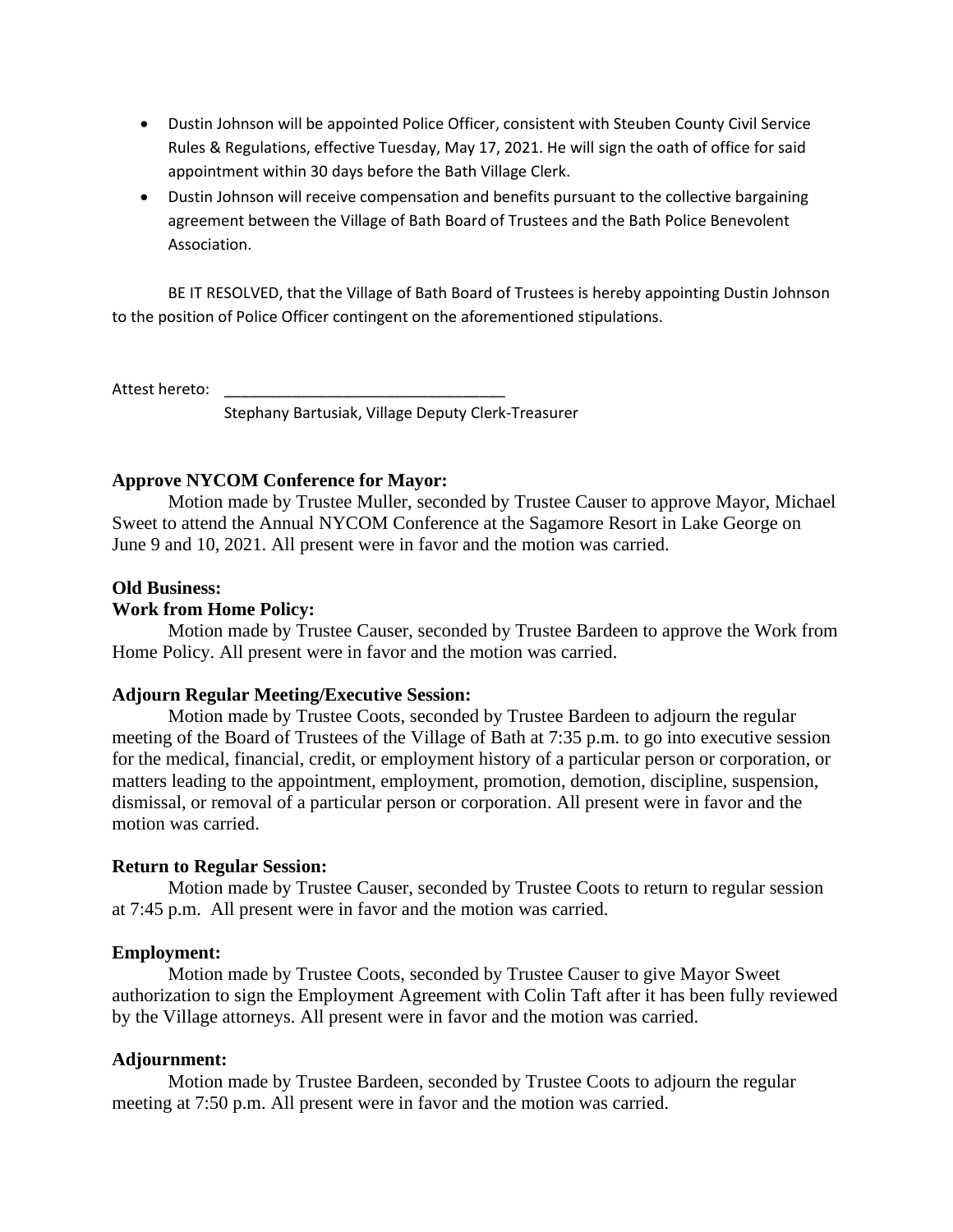- Dustin Johnson will be appointed Police Officer, consistent with Steuben County Civil Service Rules & Regulations, effective Tuesday, May 17, 2021. He will sign the oath of office for said appointment within 30 days before the Bath Village Clerk.
- Dustin Johnson will receive compensation and benefits pursuant to the collective bargaining agreement between the Village of Bath Board of Trustees and the Bath Police Benevolent Association.

BE IT RESOLVED, that the Village of Bath Board of Trustees is hereby appointing Dustin Johnson to the position of Police Officer contingent on the aforementioned stipulations.

Attest hereto: ________________________________

Stephany Bartusiak, Village Deputy Clerk-Treasurer

**Approve NYCOM Conference for Mayor:**

Motion made by Trustee Muller, seconded by Trustee Causer to approve Mayor, Michael Sweet to attend the Annual NYCOM Conference at the Sagamore Resort in Lake George on June 9 and 10, 2021. All present were in favor and the motion was carried.

**Old Business:**

**Work from Home Policy:**

Motion made by Trustee Causer, seconded by Trustee Bardeen to approve the Work from Home Policy. All present were in favor and the motion was carried.

**Adjourn Regular Meeting/Executive Session:**

Motion made by Trustee Coots, seconded by Trustee Bardeen to adjourn the regular meeting of the Board of Trustees of the Village of Bath at 7:35 p.m. to go into executive session for the medical, financial, credit, or employment history of a particular person or corporation, or matters leading to the appointment, employment, promotion, demotion, discipline, suspension, dismissal, or removal of a particular person or corporation. All present were in favor and the motion was carried.

**Return to Regular Session:**

Motion made by Trustee Causer, seconded by Trustee Coots to return to regular session at 7:45 p.m. All present were in favor and the motion was carried.

**Employment:**

Motion made by Trustee Coots, seconded by Trustee Causer to give Mayor Sweet authorization to sign the Employment Agreement with Colin Taft after it has been fully reviewed by the Village attorneys. All present were in favor and the motion was carried.

**Adjournment:**

Motion made by Trustee Bardeen, seconded by Trustee Coots to adjourn the regular meeting at 7:50 p.m. All present were in favor and the motion was carried.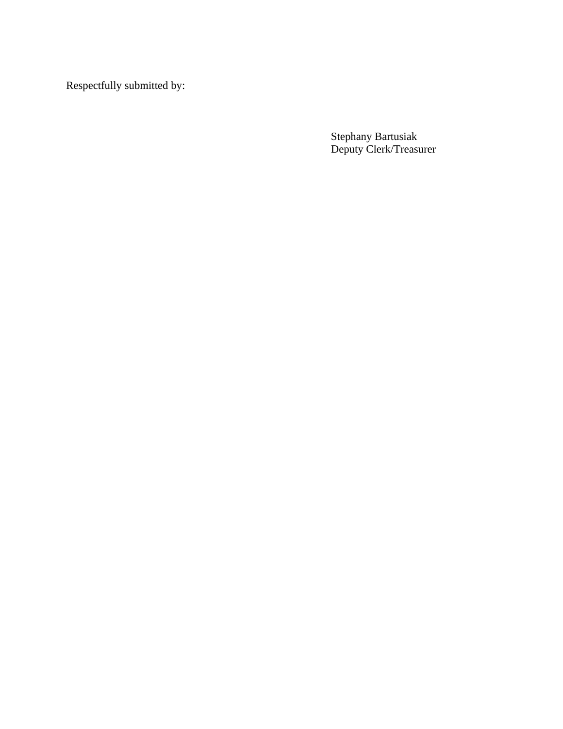Respectfully submitted by:

Stephany Bartusiak
Deputy Clerk/Treasurer